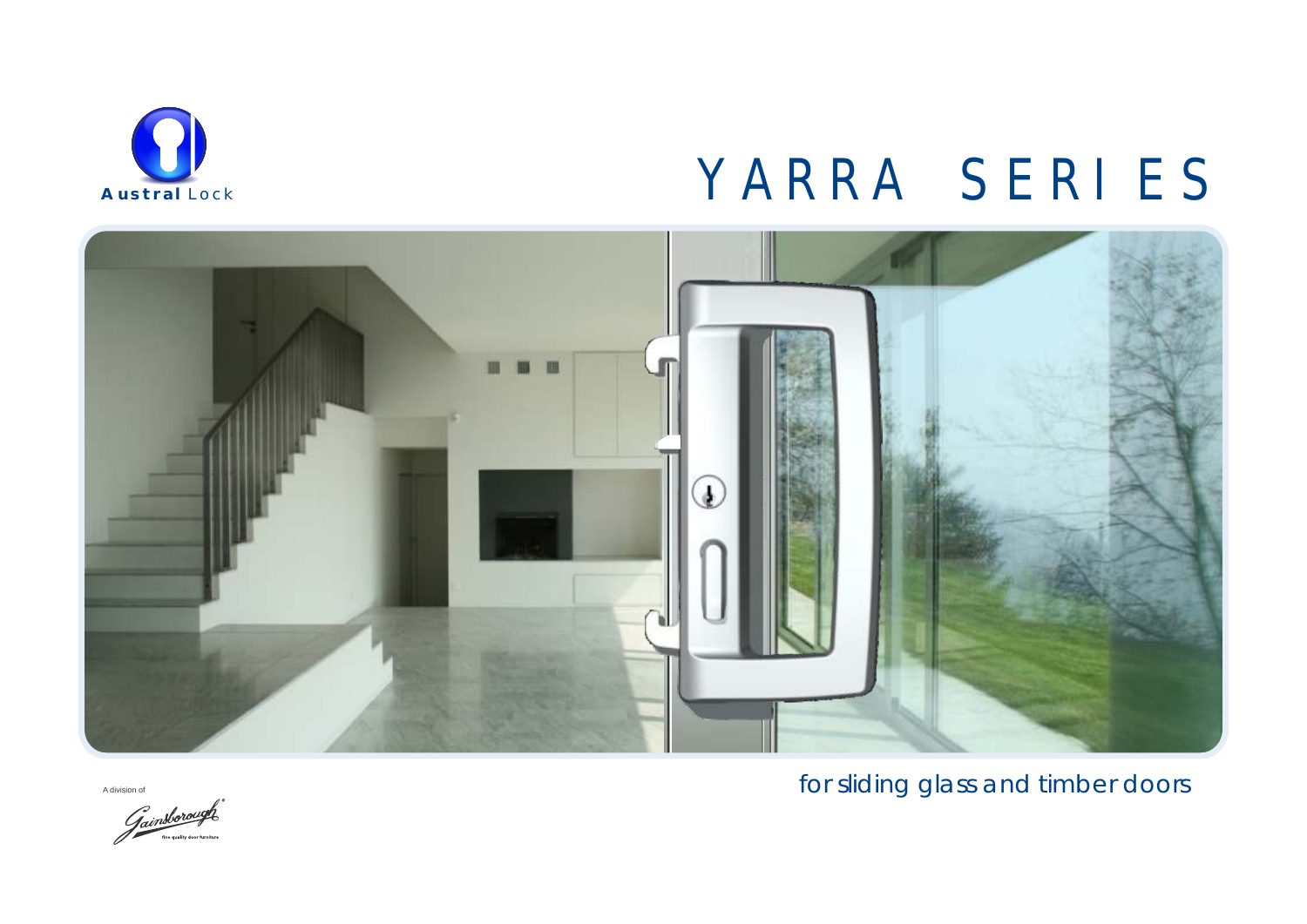**Austral** Lock

# YARRA SERIES

for sliding glass and timber doors

A division of

Gainsborough®

fine quality door furniture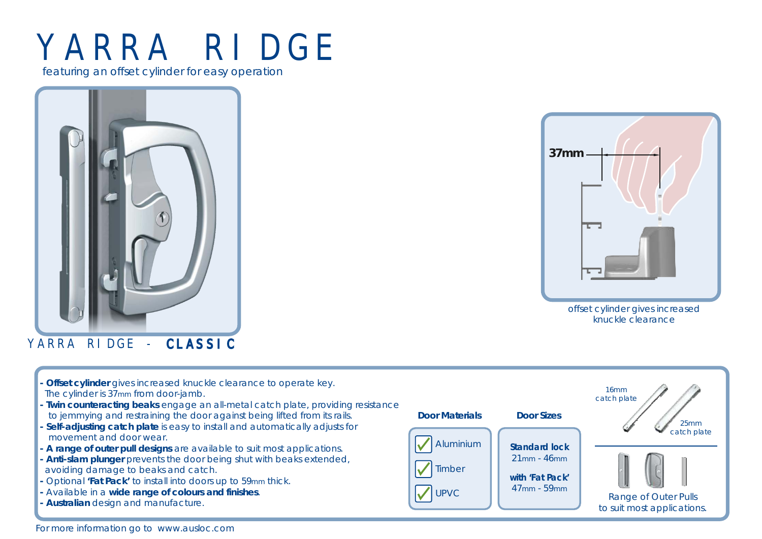# YARRA RIDGE

featuring an offset cylinder for easy operation

YARRA RIDGE - **CLASSIC**

37mm

offset cylinder gives increased knuckle clearance

- **Offset cylinder** gives increased knuckle clearance to operate key. The cylinder is 37mm from door-jamb.
- **Twin counteracting beaks** engage an all-metal catch plate, providing resistance to jemmying and restraining the door against being lifted from its rails.
- **Self-adjusting catch plate** is easy to install and automatically adjusts for movement and door wear.
- **A range of outer pull designs** are available to suit most applications.
- **Anti-slam plunger** prevents the door being shut with beaks extended, avoiding damage to beaks and catch.
- Optional **'Fat Pack'** to install into doors up to 59mm thick.
- Available in a **wide range of colours and finishes**.
- **Australian** design and manufacture.

**Door Materials**

- ✓ Aluminium
- ✓ Timber
- ✓ UPVC

**Door Sizes**

**Standard lock**
21mm - 46mm

**with 'Fat Pack'**
47mm - 59mm

16mm catch plate

25mm catch plate

Range of Outer Pulls to suit most applications.

For more information go to www.ausloc.com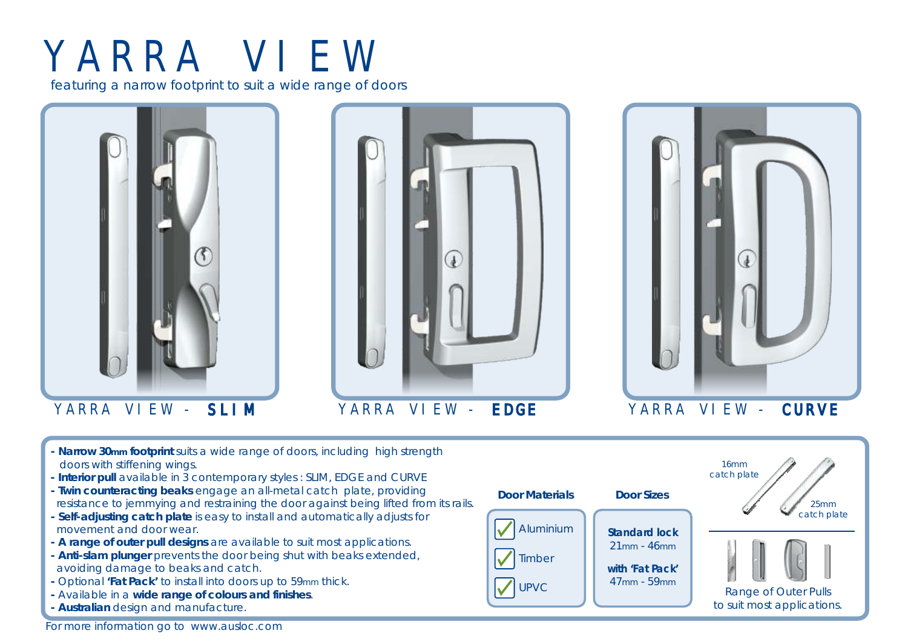# YARRA VIEW

*featuring a narrow footprint to suit a wide range of doors*

YARRA VIEW - **SLIM**

YARRA VIEW - **EDGE**

YARRA VIEW - **CURVE**

- **Narrow 30mm footprint** suits a wide range of doors, including high strength doors with stiffening wings.
- **Interior pull** available in 3 contemporary styles : SLIM, EDGE and CURVE
- **Twin counteracting beaks** engage an all-metal catch plate, providing resistance to jemmying and restraining the door against being lifted from its rails.
- **Self-adjusting catch plate** is easy to install and automatically adjusts for movement and door wear.
- **A range of outer pull designs** are available to suit most applications.
- **Anti-slam plunger** prevents the door being shut with beaks extended, avoiding damage to beaks and catch.
- Optional **'Fat Pack'** to install into doors up to 59mm thick.
- Available in a **wide range of colours and finishes**.
- **Australian** design and manufacture.

**Door Materials**

- ✓ Aluminium
- ✓ Timber
- ✓ UPVC

**Door Sizes**

**Standard lock**
21mm - 46mm

**with 'Fat Pack'**
47mm - 59mm

16mm catch plate

25mm catch plate

Range of Outer Pulls to suit most applications.

For more information go to www.ausloc.com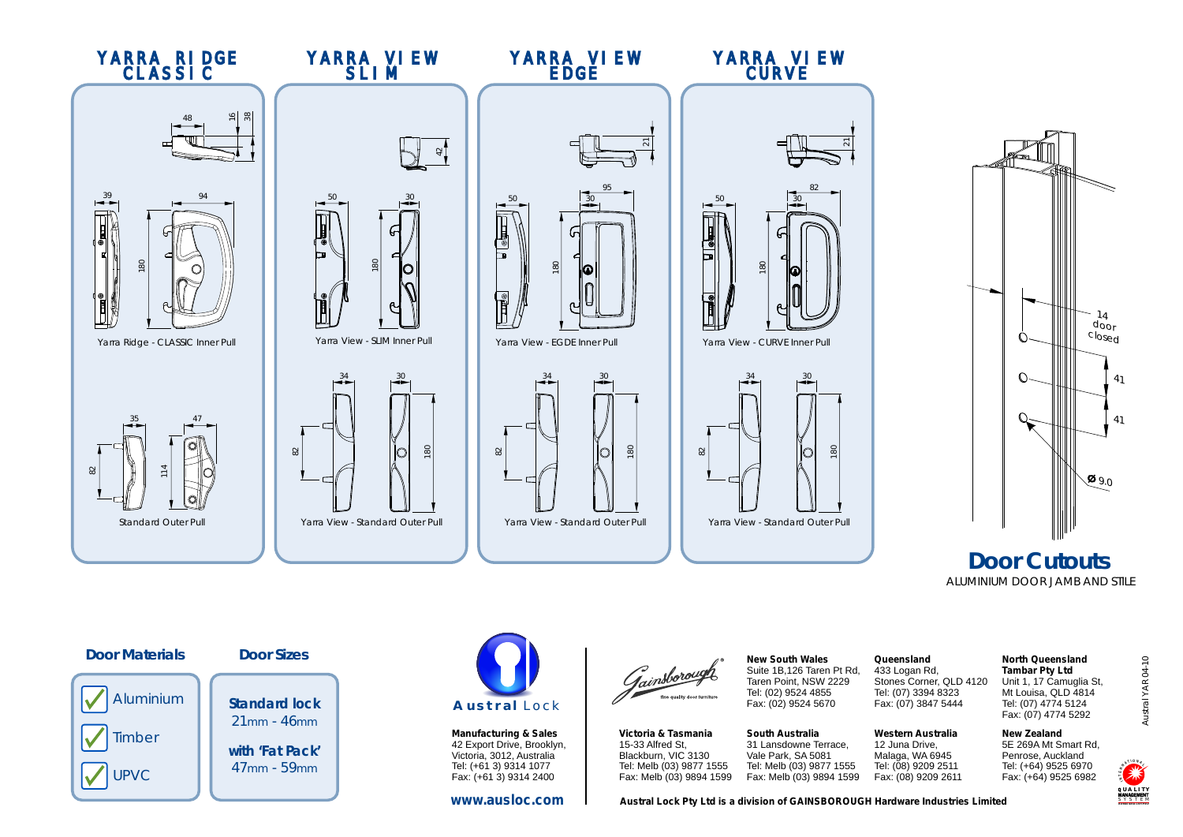## YARRA RIDGE CLASSIC

48
16
38
39
94
180

Yarra Ridge - CLASSIC Inner Pull

35
47
82
114

Standard Outer Pull

## YARRA VIEW SLIM

42
50
30
180

Yarra View - SLIM Inner Pull

34
30
82
180

Yarra View - Standard Outer Pull

## YARRA VIEW EDGE

21
95
50
30
180

Yarra View - EGDE Inner Pull

34
30
82
180

Yarra View - Standard Outer Pull

## YARRA VIEW CURVE

21
82
50
30
180

Yarra View - CURVE Inner Pull

34
30
82
180

Yarra View - Standard Outer Pull

14
door
Closed
41
41
Ø 9.0

## Door Cutouts

ALUMINIUM DOOR JAMB AND STILE

### Door Materials

- Aluminium
- Timber
- UPVC

### Door Sizes

**Standard lock**
21mm - 46mm

**with 'Fat Pack'**
47mm - 59mm

**Austral Lock**

**Manufacturing & Sales**
42 Export Drive, Brooklyn,
Victoria, 3012, Australia
Tel: (+61 3) 9314 1077
Fax: (+61 3) 9314 2400

**www.ausloc.com**

Gainsborough fine quality door furniture

**New South Wales**
Suite 1B,126 Taren Pt Rd,
Taren Point, NSW 2229
Tel: (02) 9524 4855
Fax: (02) 9524 5670

**Queensland**
433 Logan Rd,
Stones Corner, QLD 4120
Tel: (07) 3394 8323
Fax: (07) 3847 5444

**North Queensland**
**Tambar Pty Ltd**
Unit 1, 17 Camuglia St,
Mt Louisa, QLD 4814
Tel: (07) 4774 5124
Fax: (07) 4774 5292

**Victoria & Tasmania**
15-33 Alfred St,
Blackburn, VIC 3130
Tel: Melb (03) 9877 1555
Fax: Melb (03) 9894 1599

**South Australia**
31 Lansdowne Terrace,
Vale Park, SA 5081
Tel: Melb (03) 9877 1555
Fax: Melb (03) 9894 1599

**Western Australia**
12 Juna Drive,
Malaga, WA 6945
Tel: (08) 9209 2511
Fax: (08) 9209 2611

**New Zealand**
5E 269A Mt Smart Rd,
Penrose, Auckland
Tel: (+64) 9525 6970
Fax: (+64) 9525 6982

**Austral Lock Pty Ltd is a division of GAINSBOROUGH Hardware Industries Limited**

Austral YAR 04-10